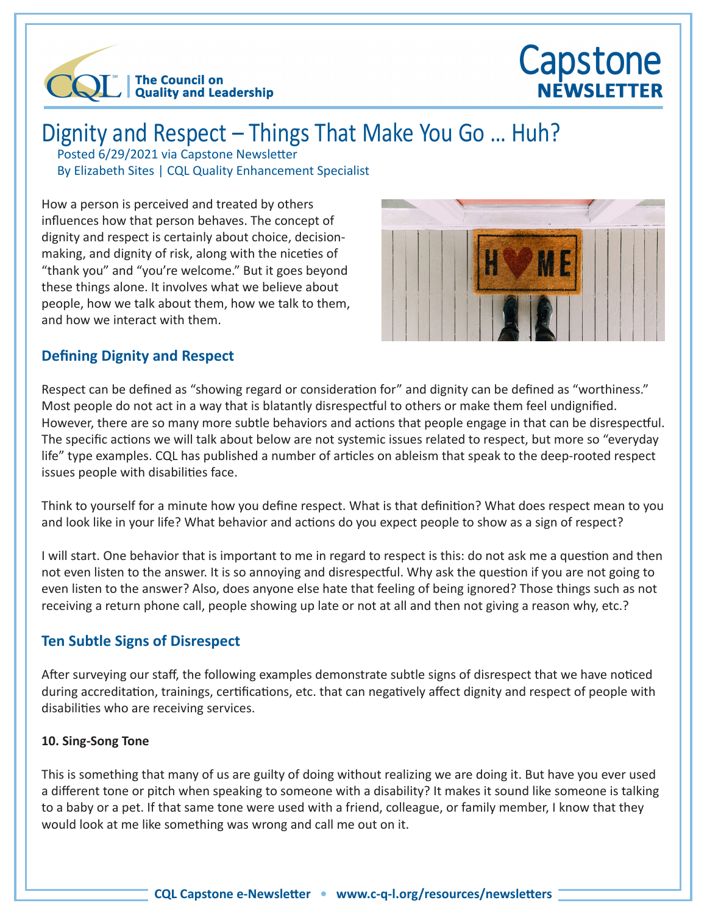# Dignity and Respect – Things That Make You Go … Huh?

Posted 6/29/2021 via Capstone Newsletter
By Elizabeth Sites | CQL Quality Enhancement Specialist

How a person is perceived and treated by others influences how that person behaves. The concept of dignity and respect is certainly about choice, decision-making, and dignity of risk, along with the niceties of "thank you" and "you're welcome." But it goes beyond these things alone. It involves what we believe about people, how we talk about them, how we talk to them, and how we interact with them.

## Defining Dignity and Respect

Respect can be defined as "showing regard or consideration for" and dignity can be defined as "worthiness." Most people do not act in a way that is blatantly disrespectful to others or make them feel undignified. However, there are so many more subtle behaviors and actions that people engage in that can be disrespectful. The specific actions we will talk about below are not systemic issues related to respect, but more so "everyday life" type examples. CQL has published a number of articles on ableism that speak to the deep-rooted respect issues people with disabilities face.

Think to yourself for a minute how you define respect. What is that definition? What does respect mean to you and look like in your life? What behavior and actions do you expect people to show as a sign of respect?

I will start. One behavior that is important to me in regard to respect is this: do not ask me a question and then not even listen to the answer. It is so annoying and disrespectful. Why ask the question if you are not going to even listen to the answer? Also, does anyone else hate that feeling of being ignored? Those things such as not receiving a return phone call, people showing up late or not at all and then not giving a reason why, etc.?

## Ten Subtle Signs of Disrespect

After surveying our staff, the following examples demonstrate subtle signs of disrespect that we have noticed during accreditation, trainings, certifications, etc. that can negatively affect dignity and respect of people with disabilities who are receiving services.

**10. Sing-Song Tone**

This is something that many of us are guilty of doing without realizing we are doing it. But have you ever used a different tone or pitch when speaking to someone with a disability? It makes it sound like someone is talking to a baby or a pet. If that same tone were used with a friend, colleague, or family member, I know that they would look at me like something was wrong and call me out on it.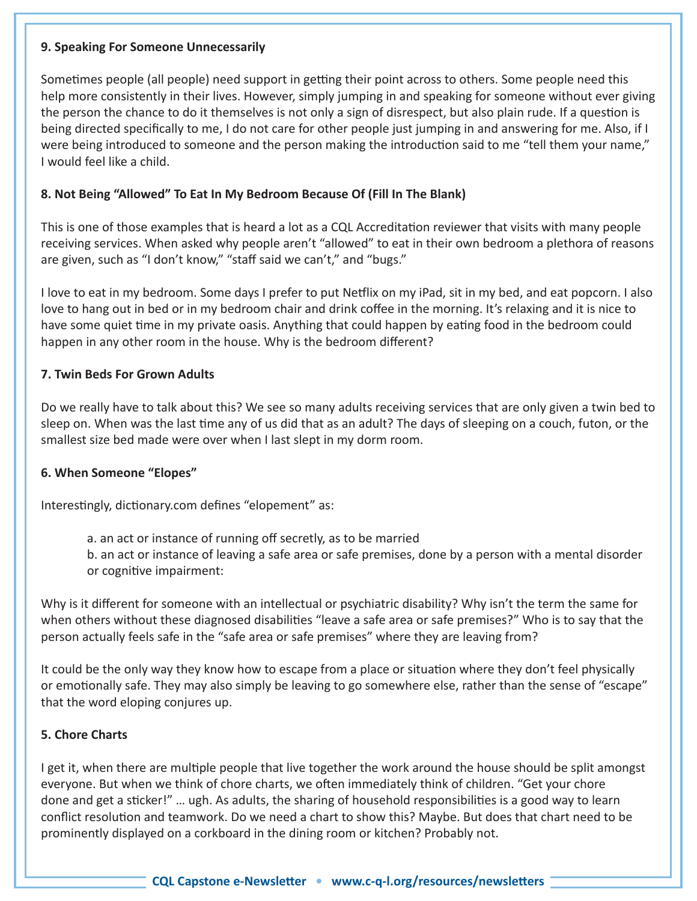**9. Speaking For Someone Unnecessarily**

Sometimes people (all people) need support in getting their point across to others. Some people need this help more consistently in their lives. However, simply jumping in and speaking for someone without ever giving the person the chance to do it themselves is not only a sign of disrespect, but also plain rude. If a question is being directed specifically to me, I do not care for other people just jumping in and answering for me. Also, if I were being introduced to someone and the person making the introduction said to me "tell them your name," I would feel like a child.

**8. Not Being "Allowed" To Eat In My Bedroom Because Of (Fill In The Blank)**

This is one of those examples that is heard a lot as a CQL Accreditation reviewer that visits with many people receiving services. When asked why people aren't "allowed" to eat in their own bedroom a plethora of reasons are given, such as "I don't know," "staff said we can't," and "bugs."

I love to eat in my bedroom. Some days I prefer to put Netflix on my iPad, sit in my bed, and eat popcorn. I also love to hang out in bed or in my bedroom chair and drink coffee in the morning. It's relaxing and it is nice to have some quiet time in my private oasis. Anything that could happen by eating food in the bedroom could happen in any other room in the house. Why is the bedroom different?

**7. Twin Beds For Grown Adults**

Do we really have to talk about this? We see so many adults receiving services that are only given a twin bed to sleep on. When was the last time any of us did that as an adult? The days of sleeping on a couch, futon, or the smallest size bed made were over when I last slept in my dorm room.

**6. When Someone "Elopes"**

Interestingly, dictionary.com defines "elopement" as:

> a. an act or instance of running off secretly, as to be married
> b. an act or instance of leaving a safe area or safe premises, done by a person with a mental disorder or cognitive impairment:

Why is it different for someone with an intellectual or psychiatric disability? Why isn't the term the same for when others without these diagnosed disabilities "leave a safe area or safe premises?" Who is to say that the person actually feels safe in the "safe area or safe premises" where they are leaving from?

It could be the only way they know how to escape from a place or situation where they don't feel physically or emotionally safe. They may also simply be leaving to go somewhere else, rather than the sense of "escape" that the word eloping conjures up.

**5. Chore Charts**

I get it, when there are multiple people that live together the work around the house should be split amongst everyone. But when we think of chore charts, we often immediately think of children. "Get your chore done and get a sticker!" … ugh. As adults, the sharing of household responsibilities is a good way to learn conflict resolution and teamwork. Do we need a chart to show this? Maybe. But does that chart need to be prominently displayed on a corkboard in the dining room or kitchen? Probably not.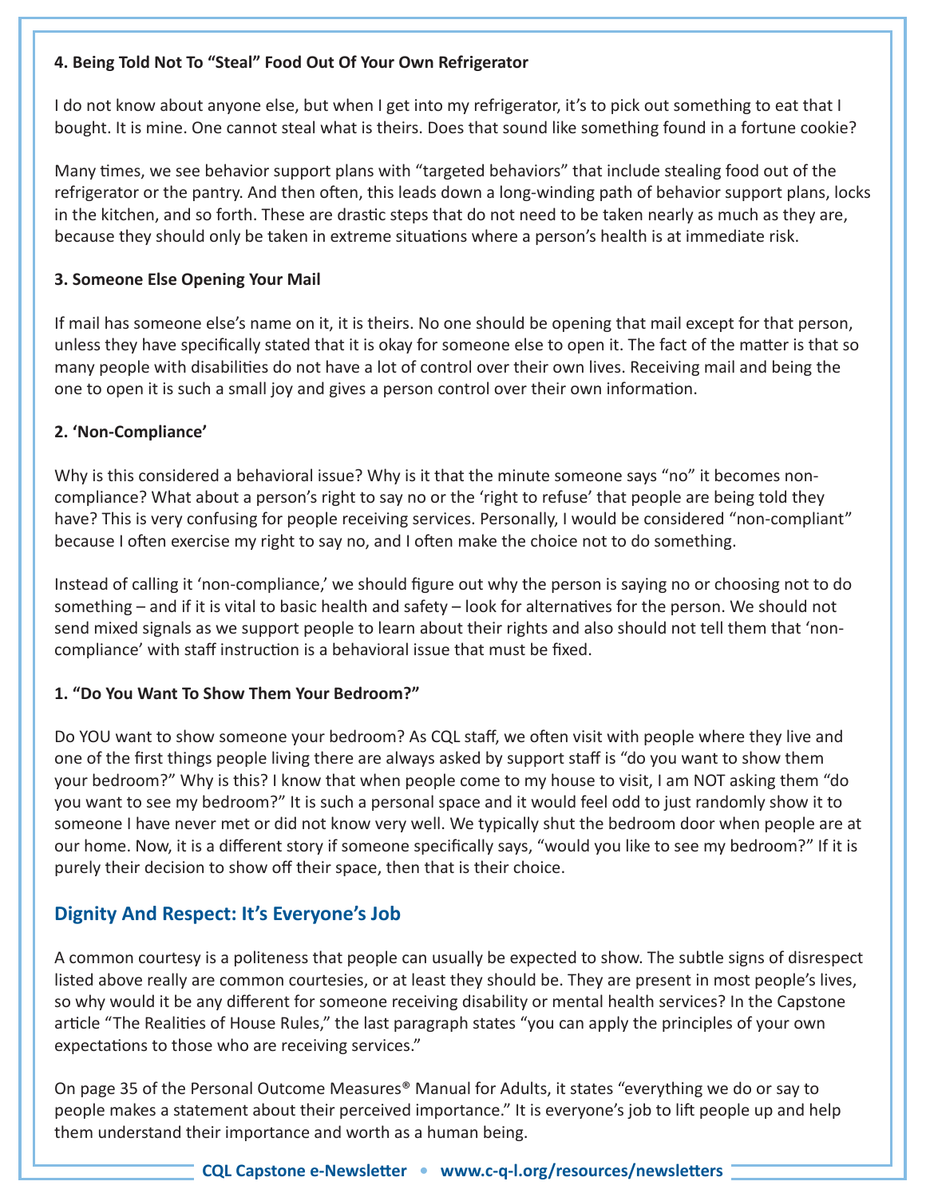**4. Being Told Not To "Steal" Food Out Of Your Own Refrigerator**

I do not know about anyone else, but when I get into my refrigerator, it's to pick out something to eat that I bought. It is mine. One cannot steal what is theirs. Does that sound like something found in a fortune cookie?

Many times, we see behavior support plans with "targeted behaviors" that include stealing food out of the refrigerator or the pantry. And then often, this leads down a long-winding path of behavior support plans, locks in the kitchen, and so forth. These are drastic steps that do not need to be taken nearly as much as they are, because they should only be taken in extreme situations where a person's health is at immediate risk.

**3. Someone Else Opening Your Mail**

If mail has someone else's name on it, it is theirs. No one should be opening that mail except for that person, unless they have specifically stated that it is okay for someone else to open it. The fact of the matter is that so many people with disabilities do not have a lot of control over their own lives. Receiving mail and being the one to open it is such a small joy and gives a person control over their own information.

**2. 'Non-Compliance'**

Why is this considered a behavioral issue? Why is it that the minute someone says "no" it becomes non-compliance? What about a person's right to say no or the 'right to refuse' that people are being told they have? This is very confusing for people receiving services. Personally, I would be considered "non-compliant" because I often exercise my right to say no, and I often make the choice not to do something.

Instead of calling it 'non-compliance,' we should figure out why the person is saying no or choosing not to do something – and if it is vital to basic health and safety – look for alternatives for the person. We should not send mixed signals as we support people to learn about their rights and also should not tell them that 'non-compliance' with staff instruction is a behavioral issue that must be fixed.

**1. "Do You Want To Show Them Your Bedroom?"**

Do YOU want to show someone your bedroom? As CQL staff, we often visit with people where they live and one of the first things people living there are always asked by support staff is "do you want to show them your bedroom?" Why is this? I know that when people come to my house to visit, I am NOT asking them "do you want to see my bedroom?" It is such a personal space and it would feel odd to just randomly show it to someone I have never met or did not know very well. We typically shut the bedroom door when people are at our home. Now, it is a different story if someone specifically says, "would you like to see my bedroom?" If it is purely their decision to show off their space, then that is their choice.

## Dignity And Respect: It's Everyone's Job

A common courtesy is a politeness that people can usually be expected to show. The subtle signs of disrespect listed above really are common courtesies, or at least they should be. They are present in most people's lives, so why would it be any different for someone receiving disability or mental health services? In the Capstone article "The Realities of House Rules," the last paragraph states "you can apply the principles of your own expectations to those who are receiving services."

On page 35 of the Personal Outcome Measures® Manual for Adults, it states "everything we do or say to people makes a statement about their perceived importance." It is everyone's job to lift people up and help them understand their importance and worth as a human being.